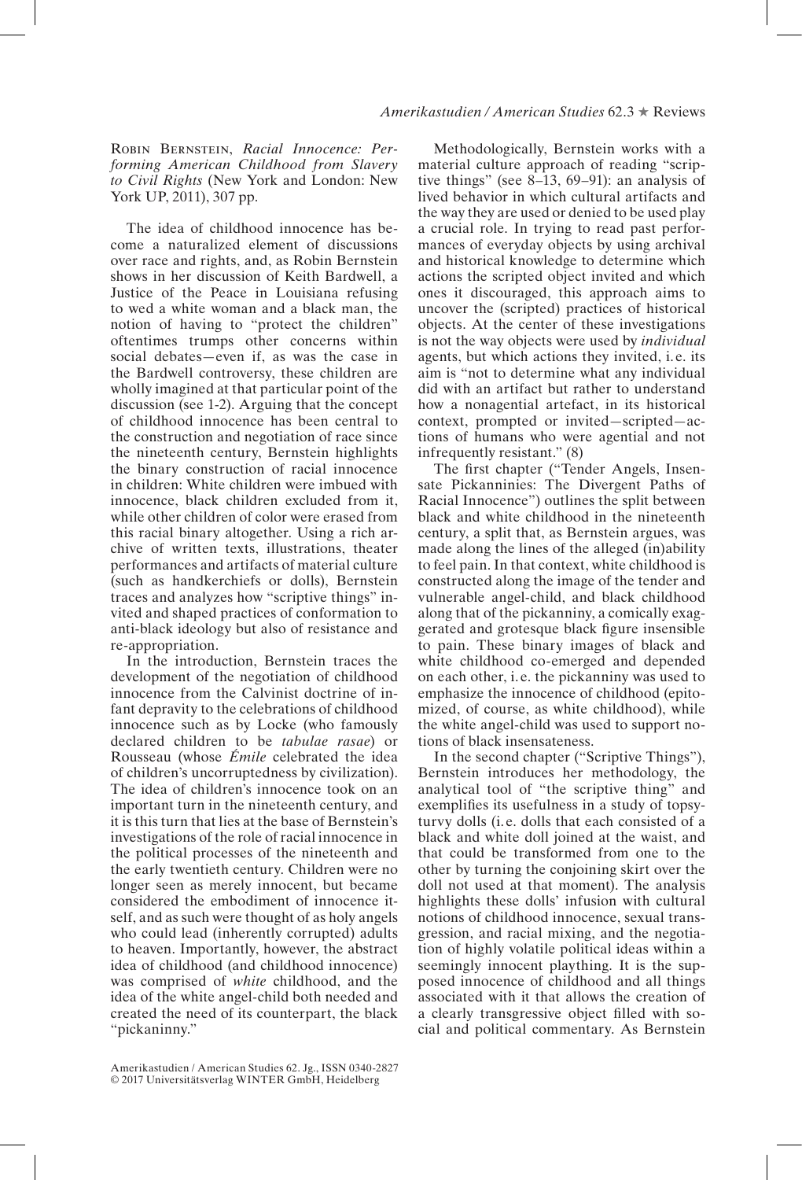Robin Bernstein, *Racial Innocence: Performing American Childhood from Slavery to Civil Rights* (New York and London: New York UP, 2011), 307 pp.

The idea of childhood innocence has become a naturalized element of discussions over race and rights, and, as Robin Bernstein shows in her discussion of Keith Bardwell, a Justice of the Peace in Louisiana refusing to wed a white woman and a black man, the notion of having to "protect the children" oftentimes trumps other concerns within social debates—even if, as was the case in the Bardwell controversy, these children are wholly imagined at that particular point of the discussion (see 1-2). Arguing that the concept of childhood innocence has been central to the construction and negotiation of race since the nineteenth century, Bernstein highlights the binary construction of racial innocence in children: White children were imbued with innocence, black children excluded from it, while other children of color were erased from this racial binary altogether. Using a rich archive of written texts, illustrations, theater performances and artifacts of material culture (such as handkerchiefs or dolls), Bernstein traces and analyzes how "scriptive things" invited and shaped practices of conformation to anti-black ideology but also of resistance and re-appropriation.

In the introduction, Bernstein traces the development of the negotiation of childhood innocence from the Calvinist doctrine of infant depravity to the celebrations of childhood innocence such as by Locke (who famously declared children to be *tabulae rasae*) or Rousseau (whose *Émile* celebrated the idea of children's uncorruptedness by civilization). The idea of children's innocence took on an important turn in the nineteenth century, and it is this turn that lies at the base of Bernstein's investigations of the role of racial innocence in the political processes of the nineteenth and the early twentieth century. Children were no longer seen as merely innocent, but became considered the embodiment of innocence itself, and as such were thought of as holy angels who could lead (inherently corrupted) adults to heaven. Importantly, however, the abstract idea of childhood (and childhood innocence) was comprised of *white* childhood, and the idea of the white angel-child both needed and created the need of its counterpart, the black "pickaninny."

Methodologically, Bernstein works with a material culture approach of reading "scriptive things" (see 8–13, 69–91): an analysis of lived behavior in which cultural artifacts and the way they are used or denied to be used play a crucial role. In trying to read past performances of everyday objects by using archival and historical knowledge to determine which actions the scripted object invited and which ones it discouraged, this approach aims to uncover the (scripted) practices of historical objects. At the center of these investigations is not the way objects were used by *individual* agents, but which actions they invited, i. e. its aim is "not to determine what any individual did with an artifact but rather to understand how a nonagential artefact, in its historical context, prompted or invited—scripted—actions of humans who were agential and not infrequently resistant." (8)

The first chapter ("Tender Angels, Insensate Pickanninies: The Divergent Paths of Racial Innocence") outlines the split between black and white childhood in the nineteenth century, a split that, as Bernstein argues, was made along the lines of the alleged (in)ability to feel pain. In that context, white childhood is constructed along the image of the tender and vulnerable angel-child, and black childhood along that of the pickanniny, a comically exaggerated and grotesque black figure insensible to pain. These binary images of black and white childhood co-emerged and depended on each other, i. e. the pickanniny was used to emphasize the innocence of childhood (epitomized, of course, as white childhood), while the white angel-child was used to support notions of black insensateness.

In the second chapter ("Scriptive Things"), Bernstein introduces her methodology, the analytical tool of "the scriptive thing" and exemplifies its usefulness in a study of topsy-turvy dolls (i. e. dolls that each consisted of a black and white doll joined at the waist, and that could be transformed from one to the other by turning the conjoining skirt over the doll not used at that moment). The analysis highlights these dolls' infusion with cultural notions of childhood innocence, sexual transgression, and racial mixing, and the negotiation of highly volatile political ideas within a seemingly innocent plaything. It is the supposed innocence of childhood and all things associated with it that allows the creation of a clearly transgressive object filled with social and political commentary. As Bernstein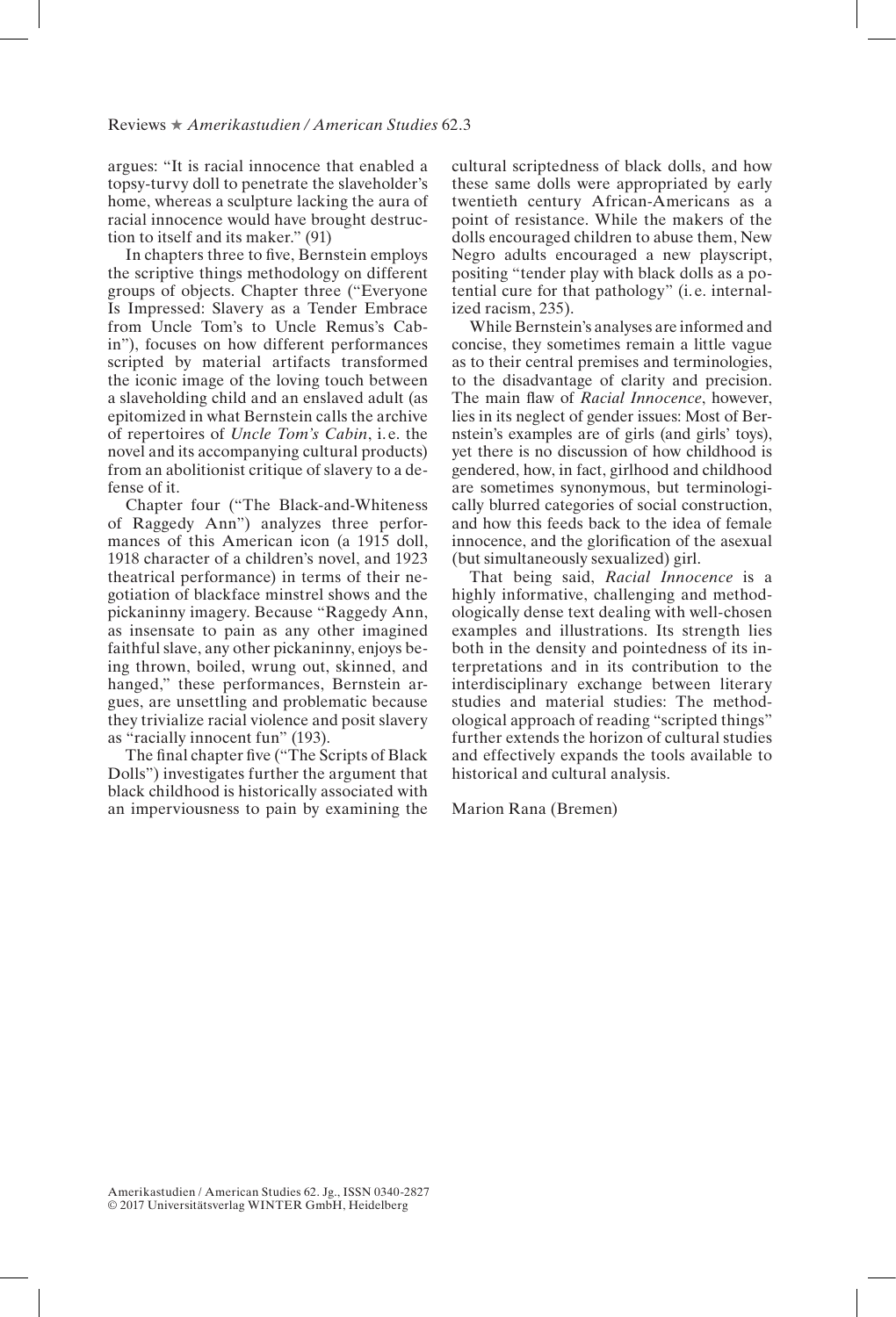argues: "It is racial innocence that enabled a topsy-turvy doll to penetrate the slaveholder's home, whereas a sculpture lacking the aura of racial innocence would have brought destruction to itself and its maker." (91)

In chapters three to five, Bernstein employs the scriptive things methodology on different groups of objects. Chapter three ("Everyone Is Impressed: Slavery as a Tender Embrace from Uncle Tom's to Uncle Remus's Cabin"), focuses on how different performances scripted by material artifacts transformed the iconic image of the loving touch between a slaveholding child and an enslaved adult (as epitomized in what Bernstein calls the archive of repertoires of *Uncle Tom's Cabin*, i.e. the novel and its accompanying cultural products) from an abolitionist critique of slavery to a defense of it.

Chapter four ("The Black-and-Whiteness of Raggedy Ann") analyzes three performances of this American icon (a 1915 doll, 1918 character of a children's novel, and 1923 theatrical performance) in terms of their negotiation of blackface minstrel shows and the pickaninny imagery. Because "Raggedy Ann, as insensate to pain as any other imagined faithful slave, any other pickaninny, enjoys being thrown, boiled, wrung out, skinned, and hanged," these performances, Bernstein argues, are unsettling and problematic because they trivialize racial violence and posit slavery as "racially innocent fun" (193).

The final chapter five ("The Scripts of Black Dolls") investigates further the argument that black childhood is historically associated with an imperviousness to pain by examining the cultural scriptedness of black dolls, and how these same dolls were appropriated by early twentieth century African-Americans as a point of resistance. While the makers of the dolls encouraged children to abuse them, New Negro adults encouraged a new playscript, positing "tender play with black dolls as a potential cure for that pathology" (i.e. internalized racism, 235).

While Bernstein's analyses are informed and concise, they sometimes remain a little vague as to their central premises and terminologies, to the disadvantage of clarity and precision. The main flaw of *Racial Innocence*, however, lies in its neglect of gender issues: Most of Bernstein's examples are of girls (and girls' toys), yet there is no discussion of how childhood is gendered, how, in fact, girlhood and childhood are sometimes synonymous, but terminologically blurred categories of social construction, and how this feeds back to the idea of female innocence, and the glorification of the asexual (but simultaneously sexualized) girl.

That being said, *Racial Innocence* is a highly informative, challenging and methodologically dense text dealing with well-chosen examples and illustrations. Its strength lies both in the density and pointedness of its interpretations and in its contribution to the interdisciplinary exchange between literary studies and material studies: The methodological approach of reading "scripted things" further extends the horizon of cultural studies and effectively expands the tools available to historical and cultural analysis.

Marion Rana (Bremen)